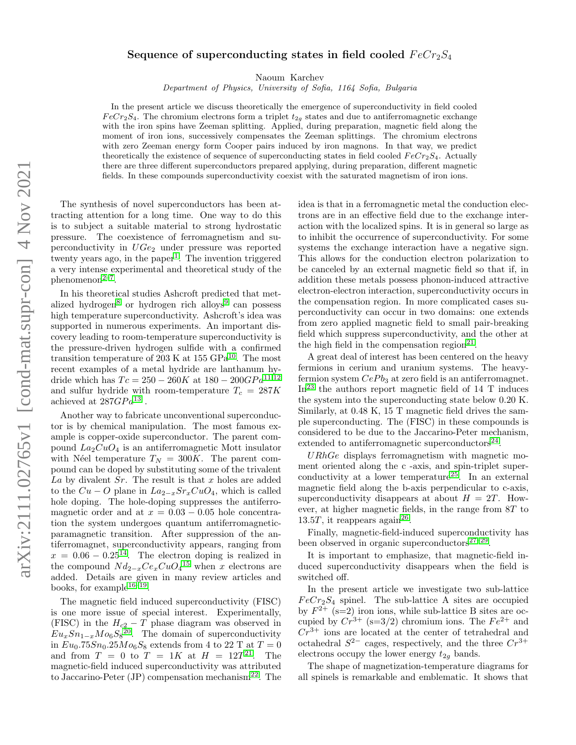# Sequence of superconducting states in field cooled $FeCr_2S_4$

Naoum Karchev

*Department of Physics, University of Sofia, 1164 Sofia, Bulgaria*

In the present article we discuss theoretically the emergence of superconductivity in field cooled $FeCr_2S_4$. The chromium electrons form a triplet $t_{2g}$ states and due to antiferromagnetic exchange with the iron spins have Zeeman splitting. Applied, during preparation, magnetic field along the moment of iron ions, successively compensates the Zeeman splittings. The chromium electrons with zero Zeeman energy form Cooper pairs induced by iron magnons. In that way, we predict theoretically the existence of sequence of superconducting states in field cooled $FeCr_2S_4$. Actually there are three different superconductors prepared applying, during preparation, different magnetic fields. In these compounds superconductivity coexist with the saturated magnetism of iron ions.

The synthesis of novel superconductors has been attracting attention for a long time. One way to do this is to subject a suitable material to strong hydrostatic pressure. The coexistence of ferromagnetism and superconductivity in $UGe_2$ under pressure was reported twenty years ago, in the paper[1]. The invention triggered a very intense experimental and theoretical study of the phenomenon[2–7].

In his theoretical studies Ashcroft predicted that metalized hydrogen[8] or hydrogen rich alloys[9] can possess high temperature superconductivity. Ashcroft's idea was supported in numerous experiments. An important discovery leading to room-temperature superconductivity is the pressure-driven hydrogen sulfide with a confirmed transition temperature of 203 K at 155 GPa[10]. The most recent examples of a metal hydride are lanthanum hydride which has $Tc = 250-260K$ at $180-200GPa$[11,12] and sulfur hydride with room-temperature $T_c = 287K$ achieved at $287GPa$[13].

Another way to fabricate unconventional superconductor is by chemical manipulation. The most famous example is copper-oxide superconductor. The parent compound $La_2CuO_4$ is an antiferromagnetic Mott insulator with Néel temperature $T_N = 300K$. The parent compound can be doped by substituting some of the trivalent $La$ by divalent $Sr$. The result is that $x$ holes are added to the $Cu-O$ plane in $La_{2-x}Sr_xCuO_4$, which is called hole doping. The hole-doping suppresses the antiferromagnetic order and at $x = 0.03-0.05$ hole concentration the system undergoes quantum antiferromagnetic-paramagnetic transition. After suppression of the antiferromagnet, superconductivity appears, ranging from $x = 0.06-0.25$[14]. The electron doping is realized in the compound $Nd_{2-x}Ce_xCuO_4$[15] when $x$ electrons are added. Details are given in many review articles and books, for example[16–19].

The magnetic field induced superconductivity (FISC) is one more issue of special interest. Experimentally, (FISC) in the $H_{c2}-T$ phase diagram was observed in $Eu_xSn_{1-x}Mo_6S_8$[20]. The domain of superconductivity in $Eu_{0}.75Sn_{0}.25Mo_6S_8$ extends from 4 to 22 T at $T = 0$ and from $T = 0$ to $T = 1K$ at $H = 12T$[21]. The magnetic-field induced superconductivity was attributed to Jaccarino-Peter (JP) compensation mechanism[22]. The idea is that in a ferromagnetic metal the conduction electrons are in an effective field due to the exchange interaction with the localized spins. It is in general so large as to inhibit the occurrence of superconductivity. For some systems the exchange interaction have a negative sign. This allows for the conduction electron polarization to be canceled by an external magnetic field so that if, in addition these metals possess phonon-induced attractive electron-electron interaction, superconductivity occurs in the compensation region. In more complicated cases superconductivity can occur in two domains: one extends from zero applied magnetic field to small pair-breaking field which suppress superconductivity, and the other at the high field in the compensation region[21].

A great deal of interest has been centered on the heavy fermions in cerium and uranium systems. The heavy-fermion system $CePb_3$ at zero field is an antiferromagnet. In[23] the authors report magnetic field of 14 T induces the system into the superconducting state below 0.20 K. Similarly, at 0.48 K, 15 T magnetic field drives the sample superconducting. The (FISC) in these compounds is considered to be due to the Jaccarino-Peter mechanism, extended to antiferromagnetic superconductors[24].

$URhGe$ displays ferromagnetism with magnetic moment oriented along the c -axis, and spin-triplet superconductivity at a lower temperature[25]. In an external magnetic field along the b-axis perpendicular to c-axis, superconductivity disappears at about $H = 2T$. However, at higher magnetic fields, in the range from $8T$ to $13.5T$, it reappears again[26].

Finally, magnetic-field-induced superconductivity has been observed in organic superconductors[27–29].

It is important to emphasize, that magnetic-field induced superconductivity disappears when the field is switched off.

In the present article we investigate two sub-lattice $FeCr_2S_4$ spinel. The sub-lattice A sites are occupied by $F^{2+}$ (s=2) iron ions, while sub-lattice B sites are occupied by $Cr^{3+}$ (s=3/2) chromium ions. The $Fe^{2+}$ and $Cr^{3+}$ ions are located at the center of tetrahedral and octahedral $S^{2-}$ cages, respectively, and the three $Cr^{3+}$ electrons occupy the lower energy $t_{2g}$ bands.

The shape of magnetization-temperature diagrams for all spinels is remarkable and emblematic. It shows that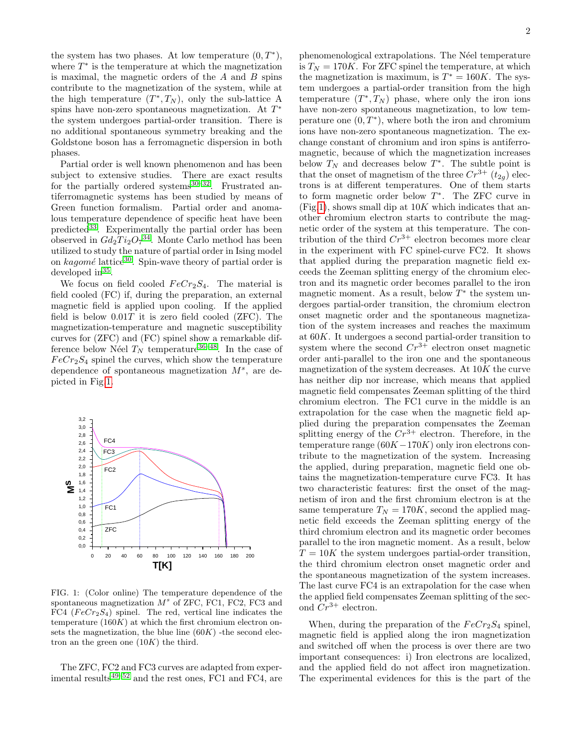the system has two phases. At low temperature $(0, T^*)$, where $T^*$ is the temperature at which the magnetization is maximal, the magnetic orders of the $A$ and $B$ spins contribute to the magnetization of the system, while at the high temperature $(T^*, T_N)$, only the sub-lattice A spins have non-zero spontaneous magnetization. At $T^*$ the system undergoes partial-order transition. There is no additional spontaneous symmetry breaking and the Goldstone boson has a ferromagnetic dispersion in both phases.

Partial order is well known phenomenon and has been subject to extensive studies. There are exact results for the partially ordered systems[30–32]. Frustrated antiferromagnetic systems has been studied by means of Green function formalism. Partial order and anomalous temperature dependence of specific heat have been predicted[33]. Experimentally the partial order has been observed in $Gd_2Ti_2O_7$[34]. Monte Carlo method has been utilized to study the nature of partial order in Ising model on *kagomé* lattice[30]. Spin-wave theory of partial order is developed in[35].

We focus on field cooled $FeCr_2S_4$. The material is field cooled (FC) if, during the preparation, an external magnetic field is applied upon cooling. If the applied field is below $0.01T$ it is zero field cooled (ZFC). The magnetization-temperature and magnetic susceptibility curves for (ZFC) and (FC) spinel show a remarkable difference below Néel $T_N$ temperature[36–48]. In the case of $FeCr_2S_4$ spinel the curves, which show the temperature dependence of spontaneous magnetization $M^s$, are depicted in Fig.1.

FIG. 1: (Color online) The temperature dependence of the spontaneous magnetization $M^s$ of ZFC, FC1, FC2, FC3 and FC4 ($FeCr_2S_4$) spinel. The red, vertical line indicates the temperature ($160K$) at which the first chromium electron onsets the magnetization, the blue line ($60K$) -the second electron an the green one ($10K$) the third.

The ZFC, FC2 and FC3 curves are adapted from experimental results[49–52] and the rest ones, FC1 and FC4, are phenomenological extrapolations. The Néel temperature is $T_N = 170K$. For ZFC spinel the temperature, at which the magnetization is maximum, is $T^* = 160K$. The system undergoes a partial-order transition from the high temperature $(T^*, T_N)$ phase, where only the iron ions have non-zero spontaneous magnetization, to low temperature one $(0, T^*)$, where both the iron and chromium ions have non-zero spontaneous magnetization. The exchange constant of chromium and iron spins is antiferromagnetic, because of which the magnetization increases below $T_N$ and decreases below $T^*$. The subtle point is that the onset of magnetism of the three $Cr^{3+}$ ($t_{2g}$) electrons is at different temperatures. One of them starts to form magnetic order below $T^*$. The ZFC curve in (Fig.1), shows small dip at $10K$ which indicates that another chromium electron starts to contribute the magnetic order of the system at this temperature. The contribution of the third $Cr^{3+}$ electron becomes more clear in the experiment with FC spinel-curve FC2. It shows that applied during the preparation magnetic field exceeds the Zeeman splitting energy of the chromium electron and its magnetic order becomes parallel to the iron magnetic moment. As a result, below $T^*$ the system undergoes partial-order transition, the chromium electron onset magnetic order and the spontaneous magnetization of the system increases and reaches the maximum at $60K$. It undergoes a second partial-order transition to system where the second $Cr^{3+}$ electron onset magnetic order anti-parallel to the iron one and the spontaneous magnetization of the system decreases. At $10K$ the curve has neither dip nor increase, which means that applied magnetic field compensates Zeeman splitting of the third chromium electron. The FC1 curve in the middle is an extrapolation for the case when the magnetic field applied during the preparation compensates the Zeeman splitting energy of the $Cr^{3+}$ electron. Therefore, in the temperature range $(60K - 170K)$ only iron electrons contribute to the magnetization of the system. Increasing the applied, during preparation, magnetic field one obtains the magnetization-temperature curve FC3. It has two characteristic features: first the onset of the magnetism of iron and the first chromium electron is at the same temperature $T_N = 170K$, second the applied magnetic field exceeds the Zeeman splitting energy of the third chromium electron and its magnetic order becomes parallel to the iron magnetic moment. As a result, below $T = 10K$ the system undergoes partial-order transition, the third chromium electron onset magnetic order and the spontaneous magnetization of the system increases. The last curve FC4 is an extrapolation for the case when the applied field compensates Zeeman splitting of the second $Cr^{3+}$ electron.

When, during the preparation of the $FeCr_2S_4$ spinel, magnetic field is applied along the iron magnetization and switched off when the process is over there are two important consequences: i) Iron electrons are localized, and the applied field do not affect iron magnetization. The experimental evidences for this is the part of the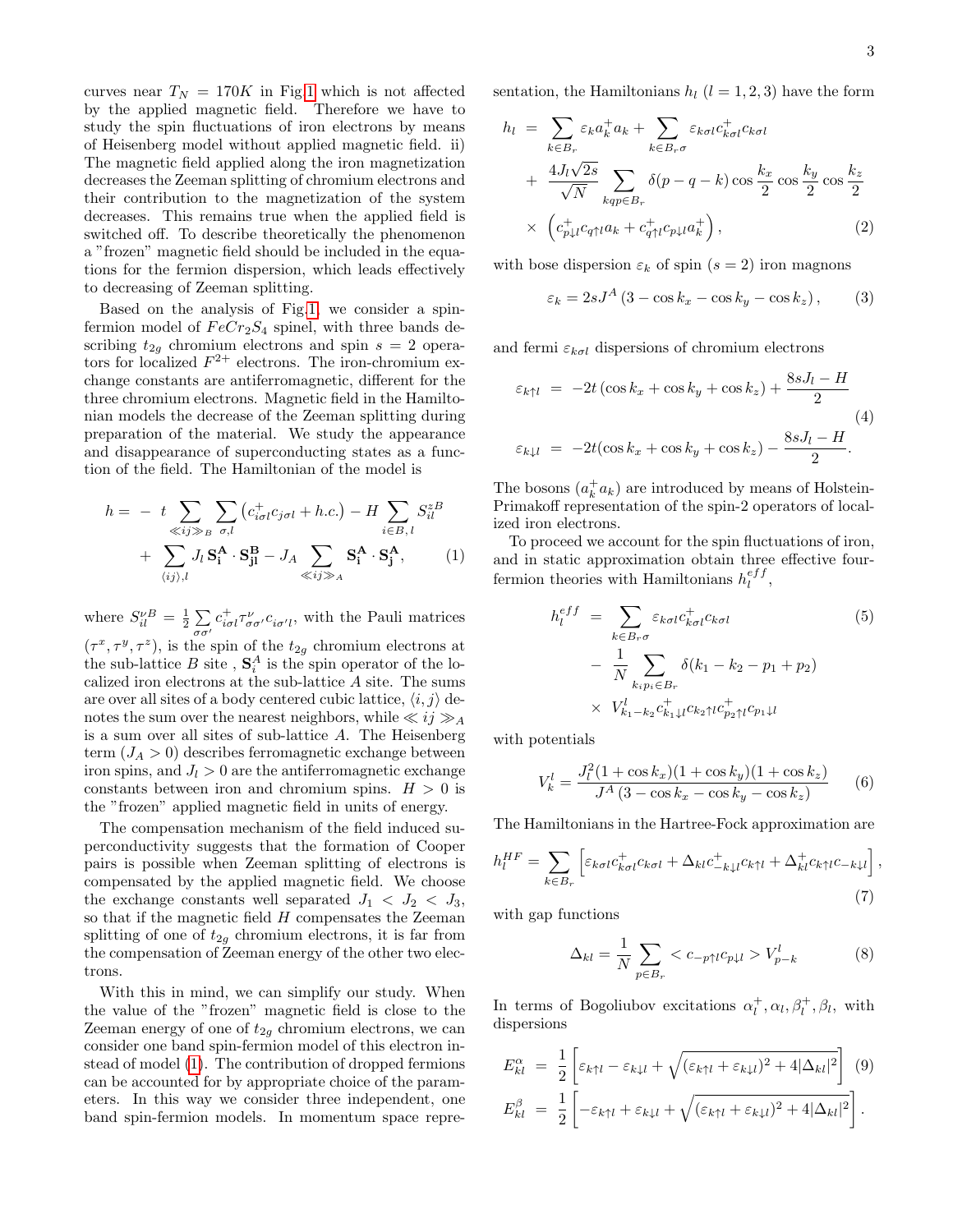curves near $T_N = 170K$ in Fig.1 which is not affected by the applied magnetic field. Therefore we have to study the spin fluctuations of iron electrons by means of Heisenberg model without applied magnetic field. ii) The magnetic field applied along the iron magnetization decreases the Zeeman splitting of chromium electrons and their contribution to the magnetization of the system decreases. This remains true when the applied field is switched off. To describe theoretically the phenomenon a "frozen" magnetic field should be included in the equations for the fermion dispersion, which leads effectively to decreasing of Zeeman splitting.

Based on the analysis of Fig.1, we consider a spin-fermion model of $FeCr_2S_4$ spinel, with three bands describing $t_{2g}$ chromium electrons and spin $s = 2$ operators for localized $F^{2+}$ electrons. The iron-chromium exchange constants are antiferromagnetic, different for the three chromium electrons. Magnetic field in the Hamiltonian models the decrease of the Zeeman splitting during preparation of the material. We study the appearance and disappearance of superconducting states as a function of the field. The Hamiltonian of the model is

$$
\begin{aligned}
h = & - t \sum_{\ll ij \gg_B} \sum_{\sigma, l} \left( c^+_{i\sigma l} c_{j\sigma l} + h.c. \right) - H \sum_{i \in B, l} S^{zB}_{il} \\
& + \sum_{\langle ij \rangle, l} J_l \, \mathbf{S^A_i} \cdot \mathbf{S^B_{jl}} - J_A \sum_{\ll ij \gg_A} \mathbf{S^A_i} \cdot \mathbf{S^A_j}, \qquad (1)
\end{aligned}
$$

where $S^{\nu B}_{il} = \frac{1}{2} \sum_{\sigma\sigma'} c^+_{i\sigma l} \tau^\nu_{\sigma\sigma'} c_{i\sigma' l}$, with the Pauli matrices $(\tau^x, \tau^y, \tau^z)$, is the spin of the $t_{2g}$ chromium electrons at the sub-lattice $B$ site , $\mathbf{S}^A_i$ is the spin operator of the localized iron electrons at the sub-lattice $A$ site. The sums are over all sites of a body centered cubic lattice, $\langle i, j \rangle$ denotes the sum over the nearest neighbors, while $\ll ij \gg_A$ is a sum over all sites of sub-lattice $A$. The Heisenberg term ($J_A > 0$) describes ferromagnetic exchange between iron spins, and $J_l > 0$ are the antiferromagnetic exchange constants between iron and chromium spins. $H > 0$ is the "frozen" applied magnetic field in units of energy.

The compensation mechanism of the field induced superconductivity suggests that the formation of Cooper pairs is possible when Zeeman splitting of electrons is compensated by the applied magnetic field. We choose the exchange constants well separated $J_1 < J_2 < J_3$, so that if the magnetic field $H$ compensates the Zeeman splitting of one of $t_{2g}$ chromium electrons, it is far from the compensation of Zeeman energy of the other two electrons.

With this in mind, we can simplify our study. When the value of the "frozen" magnetic field is close to the Zeeman energy of one of $t_{2g}$ chromium electrons, we can consider one band spin-fermion model of this electron instead of model (1). The contribution of dropped fermions can be accounted for by appropriate choice of the parameters. In this way we consider three independent, one band spin-fermion models. In momentum space representation, the Hamiltonians $h_l$ $(l = 1, 2, 3)$ have the form

$$
\begin{aligned}
h_l = & \sum_{k \in B_r} \varepsilon_k a^+_k a_k + \sum_{k \in B_r \sigma} \varepsilon_{k\sigma l} c^+_{k\sigma l} c_{k\sigma l} \\
& + \frac{4 J_l \sqrt{2s}}{\sqrt{N}} \sum_{kqp \in B_r} \delta(p - q - k) \cos\frac{k_x}{2} \cos\frac{k_y}{2} \cos\frac{k_z}{2} \\
& \times \left( c^+_{p\downarrow l} c_{q\uparrow l} a_k + c^+_{q\uparrow l} c_{p\downarrow l} a^+_k \right), \qquad (2)
\end{aligned}
$$

with bose dispersion $\varepsilon_k$ of spin ($s = 2$) iron magnons

$$
\varepsilon_k = 2sJ^A \left( 3 - \cos k_x - \cos k_y - \cos k_z \right), \qquad (3)
$$

and fermi $\varepsilon_{k\sigma l}$ dispersions of chromium electrons

$$
\begin{aligned}
\varepsilon_{k\uparrow l} &= -2t \left( \cos k_x + \cos k_y + \cos k_z \right) + \frac{8sJ_l - H}{2} \\
\varepsilon_{k\downarrow l} &= -2t (\cos k_x + \cos k_y + \cos k_z) - \frac{8sJ_l - H}{2}. \qquad (4)
\end{aligned}
$$

The bosons $(a^+_k a_k)$ are introduced by means of Holstein-Primakoff representation of the spin-2 operators of localized iron electrons.

To proceed we account for the spin fluctuations of iron, and in static approximation obtain three effective four-fermion theories with Hamiltonians $h^{eff}_l$,

$$
\begin{aligned}
h^{eff}_l = & \sum_{k \in B_r \sigma} \varepsilon_{k\sigma l} c^+_{k\sigma l} c_{k\sigma l} \qquad (5) \\
& - \frac{1}{N} \sum_{k_i p_i \in B_r} \delta(k_1 - k_2 - p_1 + p_2) \\
& \times \; V^l_{k_1 - k_2} c^+_{k_1\downarrow l} c_{k_2\uparrow l} c^+_{p_2\uparrow l} c_{p_1\downarrow l}
\end{aligned}
$$

with potentials

$$
V^l_k = \frac{J^2_l (1 + \cos k_x)(1 + \cos k_y)(1 + \cos k_z)}{J^A \left( 3 - \cos k_x - \cos k_y - \cos k_z \right)} \qquad (6)
$$

The Hamiltonians in the Hartree-Fock approximation are

$$
h^{HF}_l = \sum_{k \in B_r} \left[ \varepsilon_{k\sigma l} c^+_{k\sigma l} c_{k\sigma l} + \Delta_{kl} c^+_{-k\downarrow l} c_{k\uparrow l} + \Delta^+_{kl} c_{k\uparrow l} c_{-k\downarrow l} \right], \qquad (7)
$$

with gap functions

$$
\Delta_{kl} = \frac{1}{N} \sum_{p \in B_r} < c_{-p\uparrow l} c_{p\downarrow l} > V^l_{p-k} \qquad (8)
$$

In terms of Bogoliubov excitations $\alpha^+_l, \alpha_l, \beta^+_l, \beta_l$, with dispersions

$$
\begin{aligned}
E^\alpha_{kl} &= \frac{1}{2} \left[ \varepsilon_{k\uparrow l} - \varepsilon_{k\downarrow l} + \sqrt{(\varepsilon_{k\uparrow l} + \varepsilon_{k\downarrow l})^2 + 4|\Delta_{kl}|^2} \right] \qquad (9) \\
E^\beta_{kl} &= \frac{1}{2} \left[ -\varepsilon_{k\uparrow l} + \varepsilon_{k\downarrow l} + \sqrt{(\varepsilon_{k\uparrow l} + \varepsilon_{k\downarrow l})^2 + 4|\Delta_{kl}|^2} \right].
\end{aligned}
$$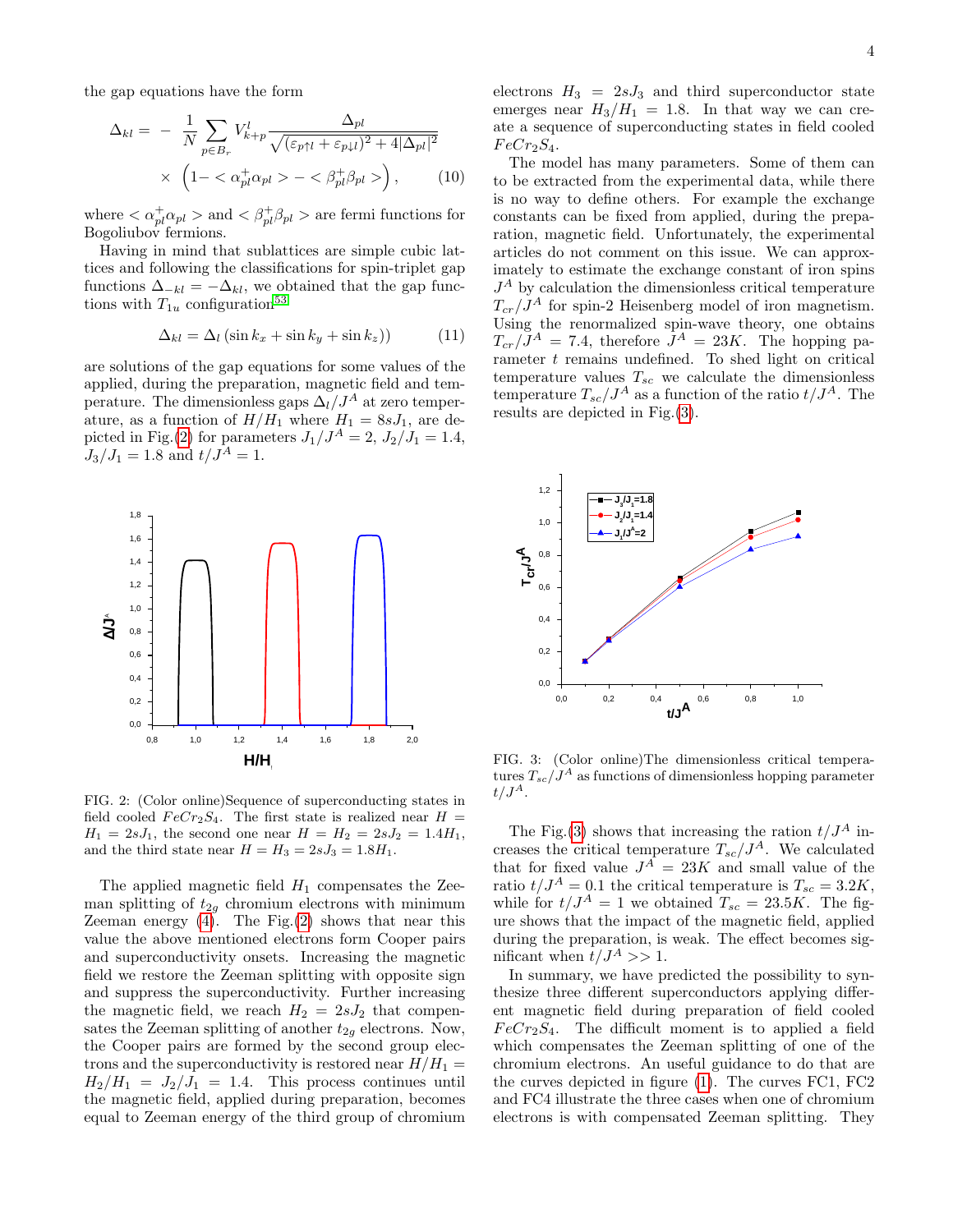the gap equations have the form

$$\Delta_{kl} = -\frac{1}{N}\sum_{p\in B_r} V^l_{k+p}\frac{\Delta_{pl}}{\sqrt{(\varepsilon_{p\uparrow l}+\varepsilon_{p\downarrow l})^2+4|\Delta_{pl}|^2}} \times \left(1-<\alpha^+_{pl}\alpha_{pl}>-<\beta^+_{pl}\beta_{pl}>\right), \qquad (10)$$

where $<\alpha^+_{pl}\alpha_{pl}>$ and $<\beta^+_{pl}\beta_{pl}>$ are fermi functions for Bogoliubov fermions.

Having in mind that sublattices are simple cubic lattices and following the classifications for spin-triplet gap functions $\Delta_{-kl} = -\Delta_{kl}$, we obtained that the gap functions with $T_{1u}$ configuration[53]

$$\Delta_{kl} = \Delta_l\left(\sin k_x + \sin k_y + \sin k_z\right)) \qquad (11)$$

are solutions of the gap equations for some values of the applied, during the preparation, magnetic field and temperature. The dimensionless gaps $\Delta_l/J^A$ at zero temperature, as a function of $H/H_1$ where $H_1 = 8sJ_1$, are depicted in Fig.(2) for parameters $J_1/J^A = 2$, $J_2/J_1 = 1.4$, $J_3/J_1 = 1.8$ and $t/J^A = 1$.

FIG. 2: (Color online)Sequence of superconducting states in field cooled $FeCr_2S_4$. The first state is realized near $H = H_1 = 2sJ_1$, the second one near $H = H_2 = 2sJ_2 = 1.4H_1$, and the third state near $H = H_3 = 2sJ_3 = 1.8H_1$.

The applied magnetic field $H_1$ compensates the Zeeman splitting of $t_{2g}$ chromium electrons with minimum Zeeman energy (4). The Fig.(2) shows that near this value the above mentioned electrons form Cooper pairs and superconductivity onsets. Increasing the magnetic field we restore the Zeeman splitting with opposite sign and suppress the superconductivity. Further increasing the magnetic field, we reach $H_2 = 2sJ_2$ that compensates the Zeeman splitting of another $t_{2g}$ electrons. Now, the Cooper pairs are formed by the second group electrons and the superconductivity is restored near $H/H_1 = H_2/H_1 = J_2/J_1 = 1.4$. This process continues until the magnetic field, applied during preparation, becomes equal to Zeeman energy of the third group of chromium electrons $H_3 = 2sJ_3$ and third superconductor state emerges near $H_3/H_1 = 1.8$. In that way we can create a sequence of superconducting states in field cooled $FeCr_2S_4$.

The model has many parameters. Some of them can to be extracted from the experimental data, while there is no way to define others. For example the exchange constants can be fixed from applied, during the preparation, magnetic field. Unfortunately, the experimental articles do not comment on this issue. We can approximately to estimate the exchange constant of iron spins $J^A$ by calculation the dimensionless critical temperature $T_{cr}/J^A$ for spin-2 Heisenberg model of iron magnetism. Using the renormalized spin-wave theory, one obtains $T_{cr}/J^A = 7.4$, therefore $J^A = 23K$. The hopping parameter $t$ remains undefined. To shed light on critical temperature values $T_{sc}$ we calculate the dimensionless temperature $T_{sc}/J^A$ as a function of the ratio $t/J^A$. The results are depicted in Fig.(3).

FIG. 3: (Color online)The dimensionless critical temperatures $T_{sc}/J^A$ as functions of dimensionless hopping parameter $t/J^A$.

The Fig.(3) shows that increasing the ration $t/J^A$ increases the critical temperature $T_{sc}/J^A$. We calculated that for fixed value $J^A = 23K$ and small value of the ratio $t/J^A = 0.1$ the critical temperature is $T_{sc} = 3.2K$, while for $t/J^A = 1$ we obtained $T_{sc} = 23.5K$. The figure shows that the impact of the magnetic field, applied during the preparation, is weak. The effect becomes significant when $t/J^A >> 1$.

In summary, we have predicted the possibility to synthesize three different superconductors applying different magnetic field during preparation of field cooled $FeCr_2S_4$. The difficult moment is to applied a field which compensates the Zeeman splitting of one of the chromium electrons. An useful guidance to do that are the curves depicted in figure (1). The curves FC1, FC2 and FC4 illustrate the three cases when one of chromium electrons is with compensated Zeeman splitting. They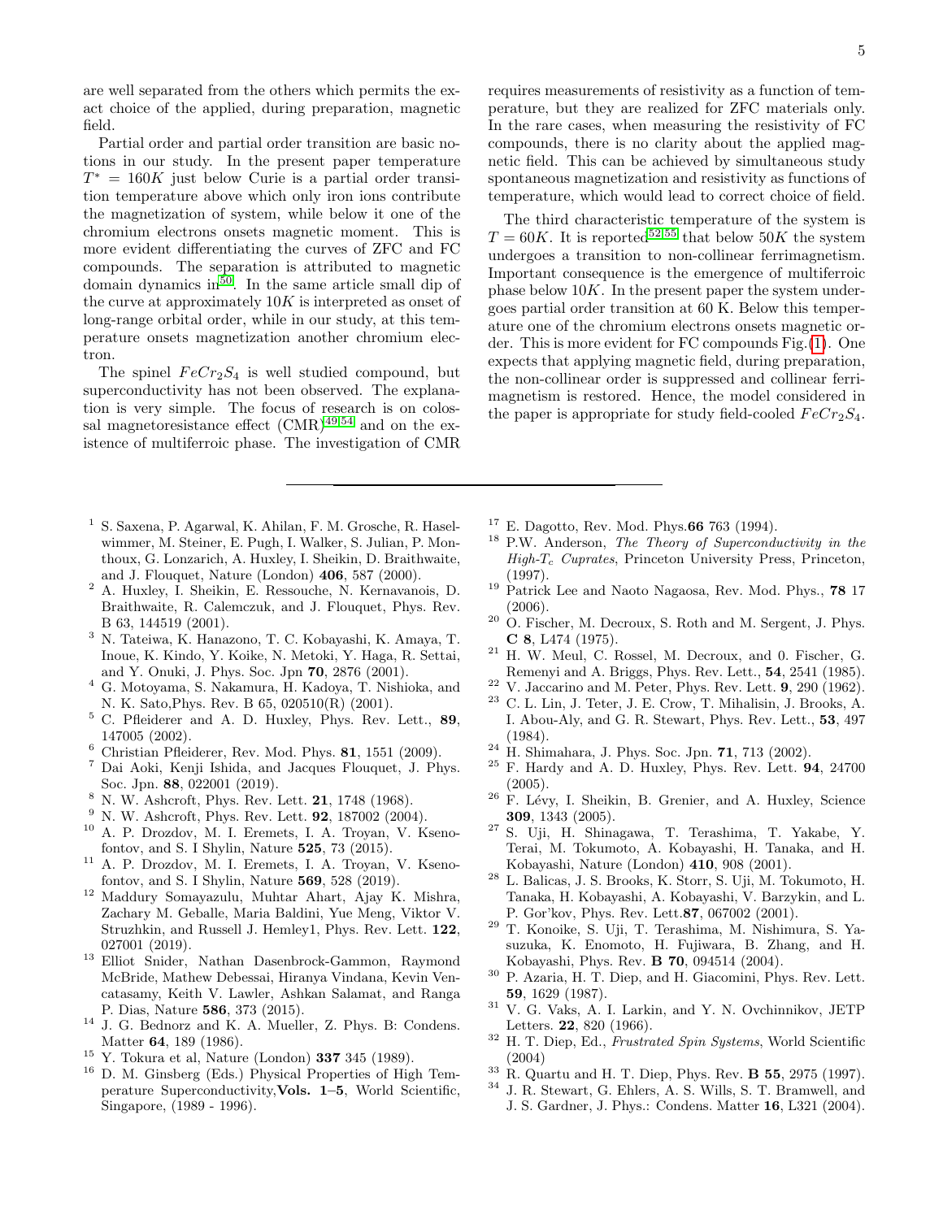are well separated from the others which permits the exact choice of the applied, during preparation, magnetic field.

Partial order and partial order transition are basic notions in our study. In the present paper temperature $T^* = 160K$ just below Curie is a partial order transition temperature above which only iron ions contribute the magnetization of system, while below it one of the chromium electrons onsets magnetic moment. This is more evident differentiating the curves of ZFC and FC compounds. The separation is attributed to magnetic domain dynamics in[50]. In the same article small dip of the curve at approximately $10K$ is interpreted as onset of long-range orbital order, while in our study, at this temperature onsets magnetization another chromium electron.

The spinel $FeCr_2S_4$ is well studied compound, but superconductivity has not been observed. The explanation is very simple. The focus of research is on colossal magnetoresistance effect (CMR)[49,54] and on the existence of multiferroic phase. The investigation of CMR requires measurements of resistivity as a function of temperature, but they are realized for ZFC materials only. In the rare cases, when measuring the resistivity of FC compounds, there is no clarity about the applied magnetic field. This can be achieved by simultaneous study spontaneous magnetization and resistivity as functions of temperature, which would lead to correct choice of field.

The third characteristic temperature of the system is $T = 60K$. It is reported[52,55] that below $50K$ the system undergoes a transition to non-collinear ferrimagnetism. Important consequence is the emergence of multiferroic phase below $10K$. In the present paper the system undergoes partial order transition at 60 K. Below this temperature one of the chromium electrons onsets magnetic order. This is more evident for FC compounds Fig.(1). One expects that applying magnetic field, during preparation, the non-collinear order is suppressed and collinear ferrimagnetism is restored. Hence, the model considered in the paper is appropriate for study field-cooled $FeCr_2S_4$.

---

1. S. Saxena, P. Agarwal, K. Ahilan, F. M. Grosche, R. Haselwimmer, M. Steiner, E. Pugh, I. Walker, S. Julian, P. Monthoux, G. Lonzarich, A. Huxley, I. Sheikin, D. Braithwaite, and J. Flouquet, Nature (London) **406**, 587 (2000).
2. A. Huxley, I. Sheikin, E. Ressouche, N. Kernavanois, D. Braithwaite, R. Calemczuk, and J. Flouquet, Phys. Rev. B 63, 144519 (2001).
3. N. Tateiwa, K. Hanazono, T. C. Kobayashi, K. Amaya, T. Inoue, K. Kindo, Y. Koike, N. Metoki, Y. Haga, R. Settai, and Y. Onuki, J. Phys. Soc. Jpn **70**, 2876 (2001).
4. G. Motoyama, S. Nakamura, H. Kadoya, T. Nishioka, and N. K. Sato,Phys. Rev. B 65, 020510(R) (2001).
5. C. Pfleiderer and A. D. Huxley, Phys. Rev. Lett., **89**, 147005 (2002).
6. Christian Pfleiderer, Rev. Mod. Phys. **81**, 1551 (2009).
7. Dai Aoki, Kenji Ishida, and Jacques Flouquet, J. Phys. Soc. Jpn. **88**, 022001 (2019).
8. N. W. Ashcroft, Phys. Rev. Lett. **21**, 1748 (1968).
9. N. W. Ashcroft, Phys. Rev. Lett. **92**, 187002 (2004).
10. A. P. Drozdov, M. I. Eremets, I. A. Troyan, V. Ksenofontov, and S. I Shylin, Nature **525**, 73 (2015).
11. A. P. Drozdov, M. I. Eremets, I. A. Troyan, V. Ksenofontov, and S. I Shylin, Nature **569**, 528 (2019).
12. Maddury Somayazulu, Muhtar Ahart, Ajay K. Mishra, Zachary M. Geballe, Maria Baldini, Yue Meng, Viktor V. Struzhkin, and Russell J. Hemley1, Phys. Rev. Lett. **122**, 027001 (2019).
13. Elliot Snider, Nathan Dasenbrock-Gammon, Raymond McBride, Mathew Debessai, Hiranya Vindana, Kevin Vencatasamy, Keith V. Lawler, Ashkan Salamat, and Ranga P. Dias, Nature **586**, 373 (2015).
14. J. G. Bednorz and K. A. Mueller, Z. Phys. B: Condens. Matter **64**, 189 (1986).
15. Y. Tokura et al, Nature (London) **337** 345 (1989).
16. D. M. Ginsberg (Eds.) Physical Properties of High Temperature Superconductivity,**Vols. 1–5**, World Scientific, Singapore, (1989 - 1996).
17. E. Dagotto, Rev. Mod. Phys.**66** 763 (1994).
18. P.W. Anderson, *The Theory of Superconductivity in the High-$T_c$ Cuprates*, Princeton University Press, Princeton, (1997).
19. Patrick Lee and Naoto Nagaosa, Rev. Mod. Phys., **78** 17 (2006).
20. O. Fischer, M. Decroux, S. Roth and M. Sergent, J. Phys. **C 8**, L474 (1975).
21. H. W. Meul, C. Rossel, M. Decroux, and 0. Fischer, G. Remenyi and A. Briggs, Phys. Rev. Lett., **54**, 2541 (1985).
22. V. Jaccarino and M. Peter, Phys. Rev. Lett. **9**, 290 (1962).
23. C. L. Lin, J. Teter, J. E. Crow, T. Mihalisin, J. Brooks, A. I. Abou-Aly, and G. R. Stewart, Phys. Rev. Lett., **53**, 497 (1984).
24. H. Shimahara, J. Phys. Soc. Jpn. **71**, 713 (2002).
25. F. Hardy and A. D. Huxley, Phys. Rev. Lett. **94**, 24700 (2005).
26. F. Lévy, I. Sheikin, B. Grenier, and A. Huxley, Science **309**, 1343 (2005).
27. S. Uji, H. Shinagawa, T. Terashima, T. Yakabe, Y. Terai, M. Tokumoto, A. Kobayashi, H. Tanaka, and H. Kobayashi, Nature (London) **410**, 908 (2001).
28. L. Balicas, J. S. Brooks, K. Storr, S. Uji, M. Tokumoto, H. Tanaka, H. Kobayashi, A. Kobayashi, V. Barzykin, and L. P. Gor'kov, Phys. Rev. Lett.**87**, 067002 (2001).
29. T. Konoike, S. Uji, T. Terashima, M. Nishimura, S. Yasuzuka, K. Enomoto, H. Fujiwara, B. Zhang, and H. Kobayashi, Phys. Rev. **B 70**, 094514 (2004).
30. P. Azaria, H. T. Diep, and H. Giacomini, Phys. Rev. Lett. **59**, 1629 (1987).
31. V. G. Vaks, A. I. Larkin, and Y. N. Ovchinnikov, JETP Letters. **22**, 820 (1966).
32. H. T. Diep, Ed., *Frustrated Spin Systems*, World Scientific (2004)
33. R. Quartu and H. T. Diep, Phys. Rev. **B 55**, 2975 (1997).
34. J. R. Stewart, G. Ehlers, A. S. Wills, S. T. Bramwell, and J. S. Gardner, J. Phys.: Condens. Matter **16**, L321 (2004).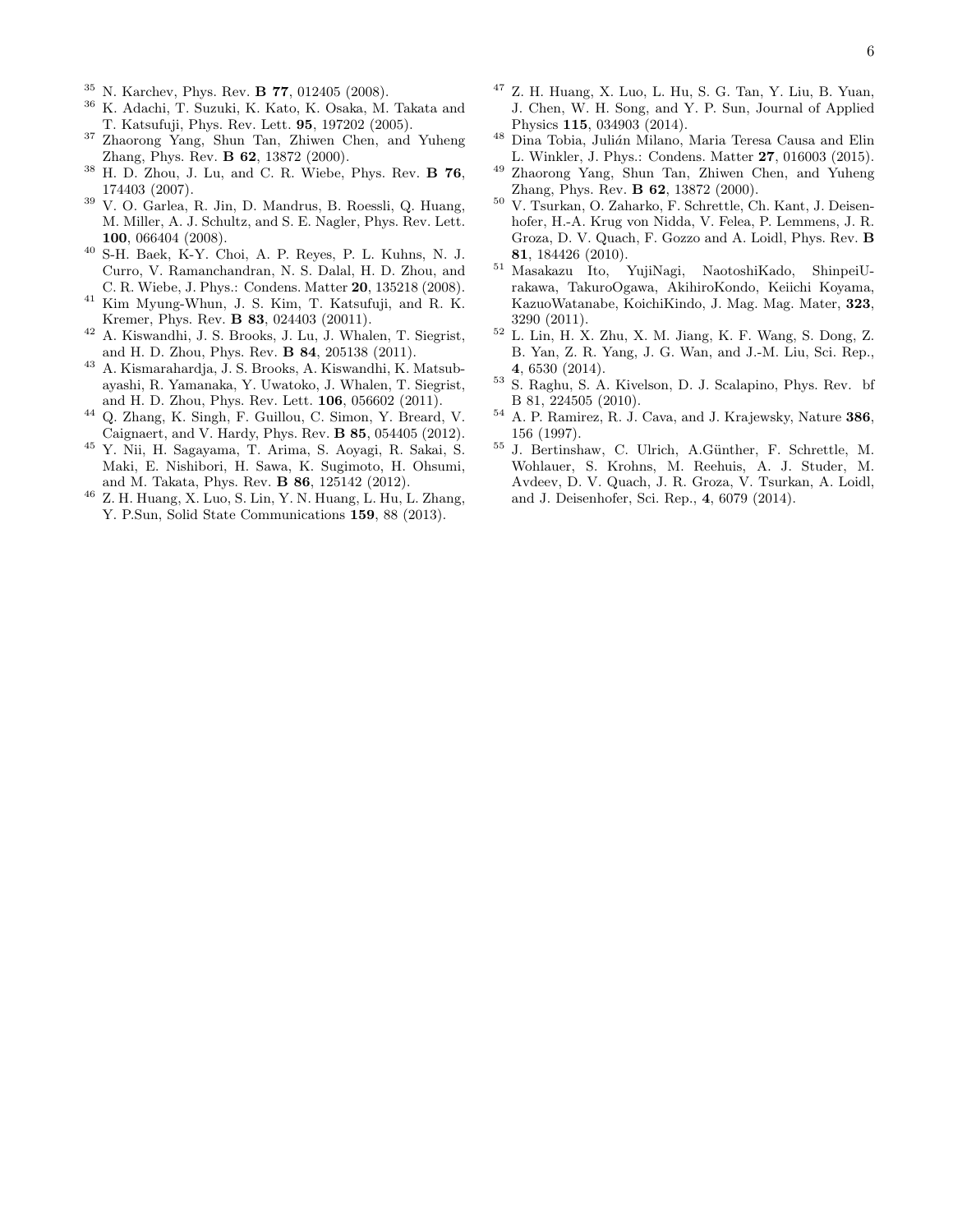[35] N. Karchev, Phys. Rev. **B 77**, 012405 (2008).

[36] K. Adachi, T. Suzuki, K. Kato, K. Osaka, M. Takata and T. Katsufuji, Phys. Rev. Lett. **95**, 197202 (2005).

[37] Zhaorong Yang, Shun Tan, Zhiwen Chen, and Yuheng Zhang, Phys. Rev. **B 62**, 13872 (2000).

[38] H. D. Zhou, J. Lu, and C. R. Wiebe, Phys. Rev. **B 76**, 174403 (2007).

[39] V. O. Garlea, R. Jin, D. Mandrus, B. Roessli, Q. Huang, M. Miller, A. J. Schultz, and S. E. Nagler, Phys. Rev. Lett. **100**, 066404 (2008).

[40] S-H. Baek, K-Y. Choi, A. P. Reyes, P. L. Kuhns, N. J. Curro, V. Ramanchandran, N. S. Dalal, H. D. Zhou, and C. R. Wiebe, J. Phys.: Condens. Matter **20**, 135218 (2008).

[41] Kim Myung-Whun, J. S. Kim, T. Katsufuji, and R. K. Kremer, Phys. Rev. **B 83**, 024403 (20011).

[42] A. Kiswandhi, J. S. Brooks, J. Lu, J. Whalen, T. Siegrist, and H. D. Zhou, Phys. Rev. **B 84**, 205138 (2011).

[43] A. Kismarahardja, J. S. Brooks, A. Kiswandhi, K. Matsubayashi, R. Yamanaka, Y. Uwatoko, J. Whalen, T. Siegrist, and H. D. Zhou, Phys. Rev. Lett. **106**, 056602 (2011).

[44] Q. Zhang, K. Singh, F. Guillou, C. Simon, Y. Breard, V. Caignaert, and V. Hardy, Phys. Rev. **B 85**, 054405 (2012).

[45] Y. Nii, H. Sagayama, T. Arima, S. Aoyagi, R. Sakai, S. Maki, E. Nishibori, H. Sawa, K. Sugimoto, H. Ohsumi, and M. Takata, Phys. Rev. **B 86**, 125142 (2012).

[46] Z. H. Huang, X. Luo, S. Lin, Y. N. Huang, L. Hu, L. Zhang, Y. P.Sun, Solid State Communications **159**, 88 (2013).

[47] Z. H. Huang, X. Luo, L. Hu, S. G. Tan, Y. Liu, B. Yuan, J. Chen, W. H. Song, and Y. P. Sun, Journal of Applied Physics **115**, 034903 (2014).

[48] Dina Tobia, Julián Milano, Maria Teresa Causa and Elin L. Winkler, J. Phys.: Condens. Matter **27**, 016003 (2015).

[49] Zhaorong Yang, Shun Tan, Zhiwen Chen, and Yuheng Zhang, Phys. Rev. **B 62**, 13872 (2000).

[50] V. Tsurkan, O. Zaharko, F. Schrettle, Ch. Kant, J. Deisenhofer, H.-A. Krug von Nidda, V. Felea, P. Lemmens, J. R. Groza, D. V. Quach, F. Gozzo and A. Loidl, Phys. Rev. **B 81**, 184426 (2010).

[51] Masakazu Ito, YujiNagi, NaotoshiKado, ShinpeiUrakawa, TakuroOgawa, AkihiroKondo, Keiichi Koyama, KazuoWatanabe, KoichiKindo, J. Mag. Mag. Mater, **323**, 3290 (2011).

[52] L. Lin, H. X. Zhu, X. M. Jiang, K. F. Wang, S. Dong, Z. B. Yan, Z. R. Yang, J. G. Wan, and J.-M. Liu, Sci. Rep., **4**, 6530 (2014).

[53] S. Raghu, S. A. Kivelson, D. J. Scalapino, Phys. Rev. bf B 81, 224505 (2010).

[54] A. P. Ramirez, R. J. Cava, and J. Krajewsky, Nature **386**, 156 (1997).

[55] J. Bertinshaw, C. Ulrich, A.Günther, F. Schrettle, M. Wohlauer, S. Krohns, M. Reehuis, A. J. Studer, M. Avdeev, D. V. Quach, J. R. Groza, V. Tsurkan, A. Loidl, and J. Deisenhofer, Sci. Rep., **4**, 6079 (2014).